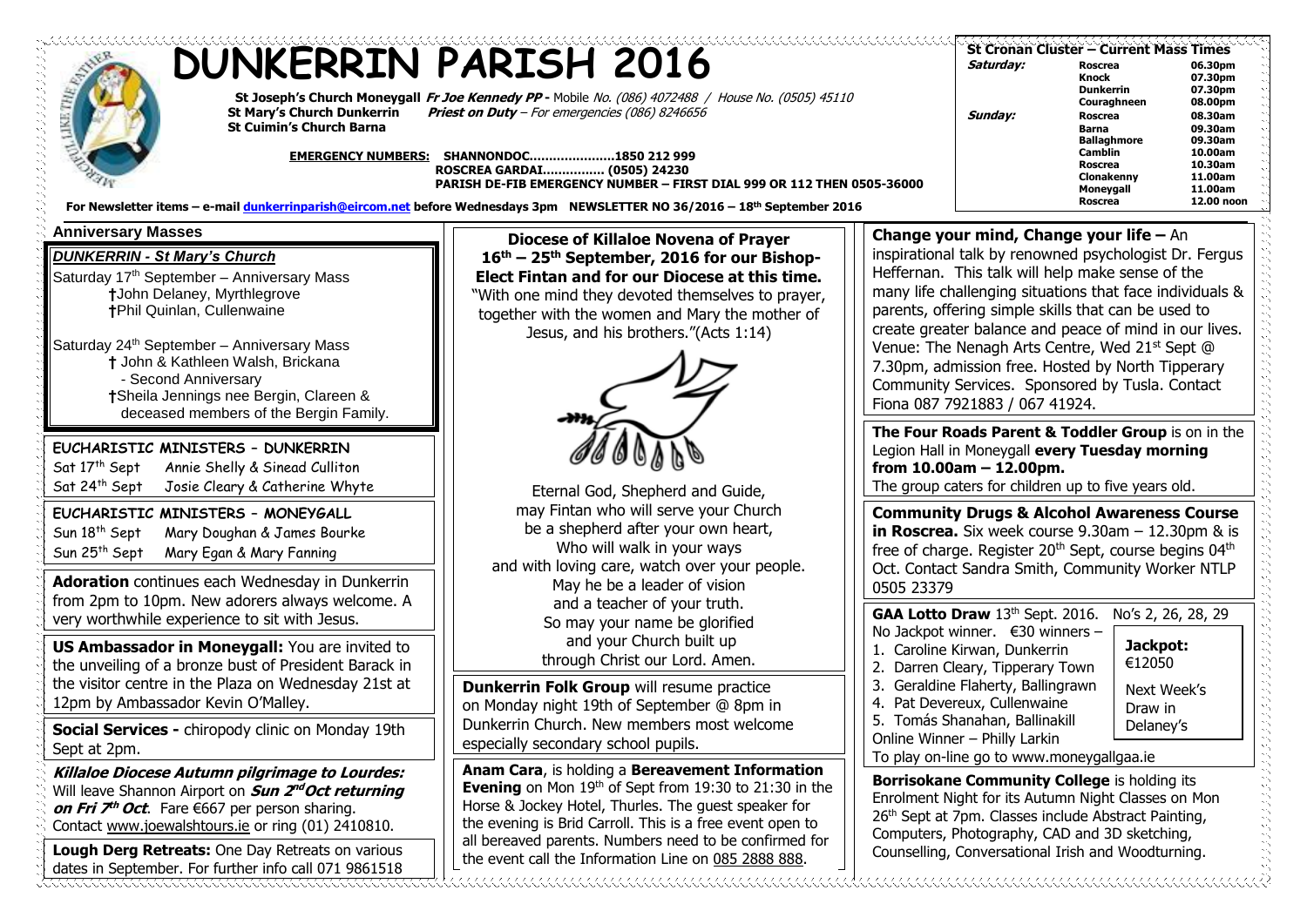# DUNKERRIN PARISH 2016

**St Joseph's Church Moneygall** ***Fr Joe Kennedy PP -*** *Mobile No. (086) 4072488 / House No. (0505) 45110*
**St Mary's Church Dunkerrin** ***Priest on Duty*** *– For emergencies (086) 8246656*
**St Cuimin's Church Barna**

**EMERGENCY NUMBERS:** **SHANNONDOC......................1850 212 999**
**ROSCREA GARDAI................ (0505) 24230**
**PARISH DE-FIB EMERGENCY NUMBER – FIRST DIAL 999 OR 112 THEN 0505-36000**

**For Newsletter items – e-mail dunkerrinparish@eircom.net before Wednesdays 3pm NEWSLETTER NO 36/2016 – 18th September 2016**

| St Cronan Cluster – Current Mass Times | | |
|---|---|---|
| *Saturday:* | Roscrea | 06.30pm |
| | Knock | 07.30pm |
| | Dunkerrin | 07.30pm |
| | Couraghneen | 08.00pm |
| *Sunday:* | Roscrea | 08.30am |
| | Barna | 09.30am |
| | Ballaghmore | 09.30am |
| | Camblin | 10.00am |
| | Roscrea | 10.30am |
| | Clonakenny | 11.00am |
| | Moneygall | 11.00am |
| | Roscrea | 12.00 noon |

## Anniversary Masses

***DUNKERRIN - St Mary's Church***

Saturday 17th September – Anniversary Mass
†John Delaney, Myrthlegrove
†Phil Quinlan, Cullenwaine

Saturday 24th September – Anniversary Mass
† John & Kathleen Walsh, Brickana - Second Anniversary
†Sheila Jennings nee Bergin, Clareen & deceased members of the Bergin Family.

**EUCHARISTIC MINISTERS - DUNKERRIN**

Sat 17th Sept Annie Shelly & Sinead Culliton
Sat 24th Sept Josie Cleary & Catherine Whyte

**EUCHARISTIC MINISTERS - MONEYGALL**

Sun 18th Sept Mary Doughan & James Bourke
Sun 25th Sept Mary Egan & Mary Fanning

**Adoration** continues each Wednesday in Dunkerrin from 2pm to 10pm. New adorers always welcome. A very worthwhile experience to sit with Jesus.

**US Ambassador in Moneygall:** You are invited to the unveiling of a bronze bust of President Barack in the visitor centre in the Plaza on Wednesday 21st at 12pm by Ambassador Kevin O'Malley.

**Social Services -** chiropody clinic on Monday 19th Sept at 2pm.

***Killaloe Diocese Autumn pilgrimage to Lourdes:*** Will leave Shannon Airport on ***Sun 2nd Oct returning on Fri 7th Oct***. Fare €667 per person sharing. Contact www.joewalshtours.ie or ring (01) 2410810.

**Lough Derg Retreats:** One Day Retreats on various dates in September. For further info call 071 9861518

**Diocese of Killaloe Novena of Prayer 16th – 25th September, 2016 for our Bishop-Elect Fintan and for our Diocese at this time.**

"With one mind they devoted themselves to prayer, together with the women and Mary the mother of Jesus, and his brothers."(Acts 1:14)

Eternal God, Shepherd and Guide,
may Fintan who will serve your Church
be a shepherd after your own heart,
Who will walk in your ways
and with loving care, watch over your people.
May he be a leader of vision
and a teacher of your truth.
So may your name be glorified
and your Church built up
through Christ our Lord. Amen.

**Dunkerrin Folk Group** will resume practice on Monday night 19th of September @ 8pm in Dunkerrin Church. New members most welcome especially secondary school pupils.

**Anam Cara**, is holding a **Bereavement Information Evening** on Mon 19th of Sept from 19:30 to 21:30 in the Horse & Jockey Hotel, Thurles. The guest speaker for the evening is Brid Carroll. This is a free event open to all bereaved parents. Numbers need to be confirmed for the event call the Information Line on 085 2888 888.

**Change your mind, Change your life –** An inspirational talk by renowned psychologist Dr. Fergus Heffernan. This talk will help make sense of the many life challenging situations that face individuals & parents, offering simple skills that can be used to create greater balance and peace of mind in our lives. Venue: The Nenagh Arts Centre, Wed 21st Sept @ 7.30pm, admission free. Hosted by North Tipperary Community Services. Sponsored by Tusla. Contact Fiona 087 7921883 / 067 41924.

**The Four Roads Parent & Toddler Group** is on in the Legion Hall in Moneygall **every Tuesday morning from 10.00am – 12.00pm.**
The group caters for children up to five years old.

**Community Drugs & Alcohol Awareness Course in Roscrea.** Six week course 9.30am – 12.30pm & is free of charge. Register 20th Sept, course begins 04th Oct. Contact Sandra Smith, Community Worker NTLP 0505 23379

**GAA Lotto Draw** 13th Sept. 2016. No's 2, 26, 28, 29
No Jackpot winner. €30 winners –

1. Caroline Kirwan, Dunkerrin
2. Darren Cleary, Tipperary Town
3. Geraldine Flaherty, Ballingrawn
4. Pat Devereux, Cullenwaine
5. Tomás Shanahan, Ballinakill

Online Winner – Philly Larkin

**Jackpot:** €12050
Next Week's Draw in Delaney's

To play on-line go to www.moneygallgaa.ie

**Borrisokane Community College** is holding its Enrolment Night for its Autumn Night Classes on Mon 26th Sept at 7pm. Classes include Abstract Painting, Computers, Photography, CAD and 3D sketching, Counselling, Conversational Irish and Woodturning.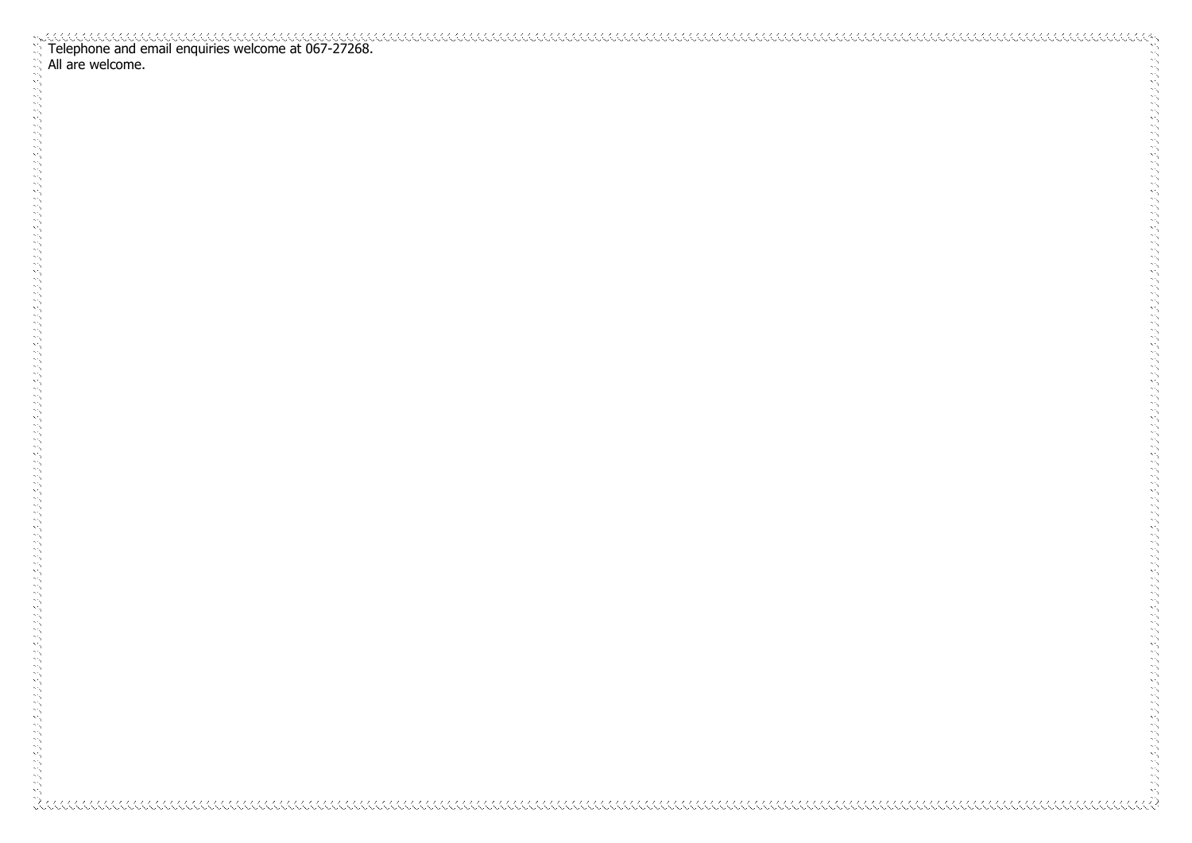Telephone and email enquiries welcome at 067-27268.
All are welcome.